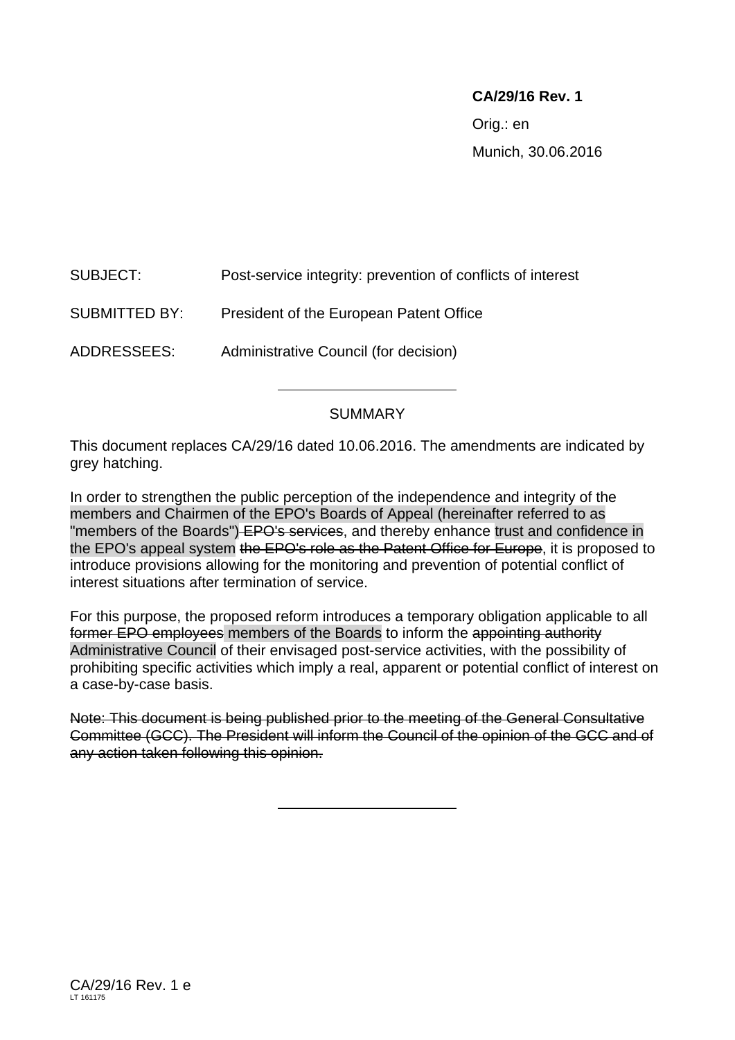**CA/29/16 Rev. 1**

Orig.: en

Munich, 30.06.2016

SUBJECT: Post-service integrity: prevention of conflicts of interest

SUBMITTED BY: President of the European Patent Office

ADDRESSEES: Administrative Council (for decision)

---

SUMMARY

This document replaces CA/29/16 dated 10.06.2016. The amendments are indicated by grey hatching.

In order to strengthen the public perception of the independence and integrity of the members and Chairmen of the EPO's Boards of Appeal (hereinafter referred to as "members of the Boards") ~~EPO's services~~, and thereby enhance trust and confidence in the EPO's appeal system ~~the EPO's role as the Patent Office for Europe~~, it is proposed to introduce provisions allowing for the monitoring and prevention of potential conflict of interest situations after termination of service.

For this purpose, the proposed reform introduces a temporary obligation applicable to all ~~former EPO employees~~ members of the Boards to inform the ~~appointing authority~~ Administrative Council of their envisaged post-service activities, with the possibility of prohibiting specific activities which imply a real, apparent or potential conflict of interest on a case-by-case basis.

~~Note: This document is being published prior to the meeting of the General Consultative Committee (GCC). The President will inform the Council of the opinion of the GCC and of any action taken following this opinion.~~

---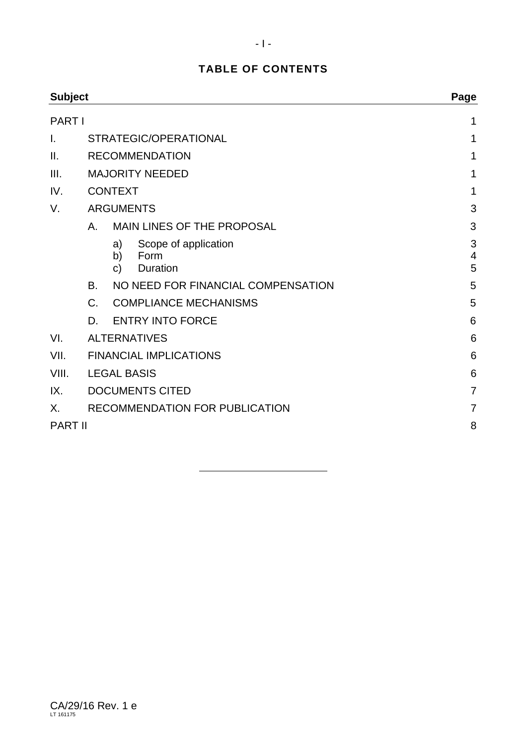## TABLE OF CONTENTS

| Subject | | | | Page |
|---|---|---|---|---|
| PART I | | | | 1 |
| I. | STRATEGIC/OPERATIONAL | | | 1 |
| II. | RECOMMENDATION | | | 1 |
| III. | MAJORITY NEEDED | | | 1 |
| IV. | CONTEXT | | | 1 |
| V. | ARGUMENTS | | | 3 |
| | A. | MAIN LINES OF THE PROPOSAL | | 3 |
| | | a) | Scope of application | 3 |
| | | b) | Form | 4 |
| | | c) | Duration | 5 |
| | B. | NO NEED FOR FINANCIAL COMPENSATION | | 5 |
| | C. | COMPLIANCE MECHANISMS | | 5 |
| | D. | ENTRY INTO FORCE | | 6 |
| VI. | ALTERNATIVES | | | 6 |
| VII. | FINANCIAL IMPLICATIONS | | | 6 |
| VIII. | LEGAL BASIS | | | 6 |
| IX. | DOCUMENTS CITED | | | 7 |
| X. | RECOMMENDATION FOR PUBLICATION | | | 7 |
| PART II | | | | 8 |

CA/29/16 Rev. 1 e
LT 161175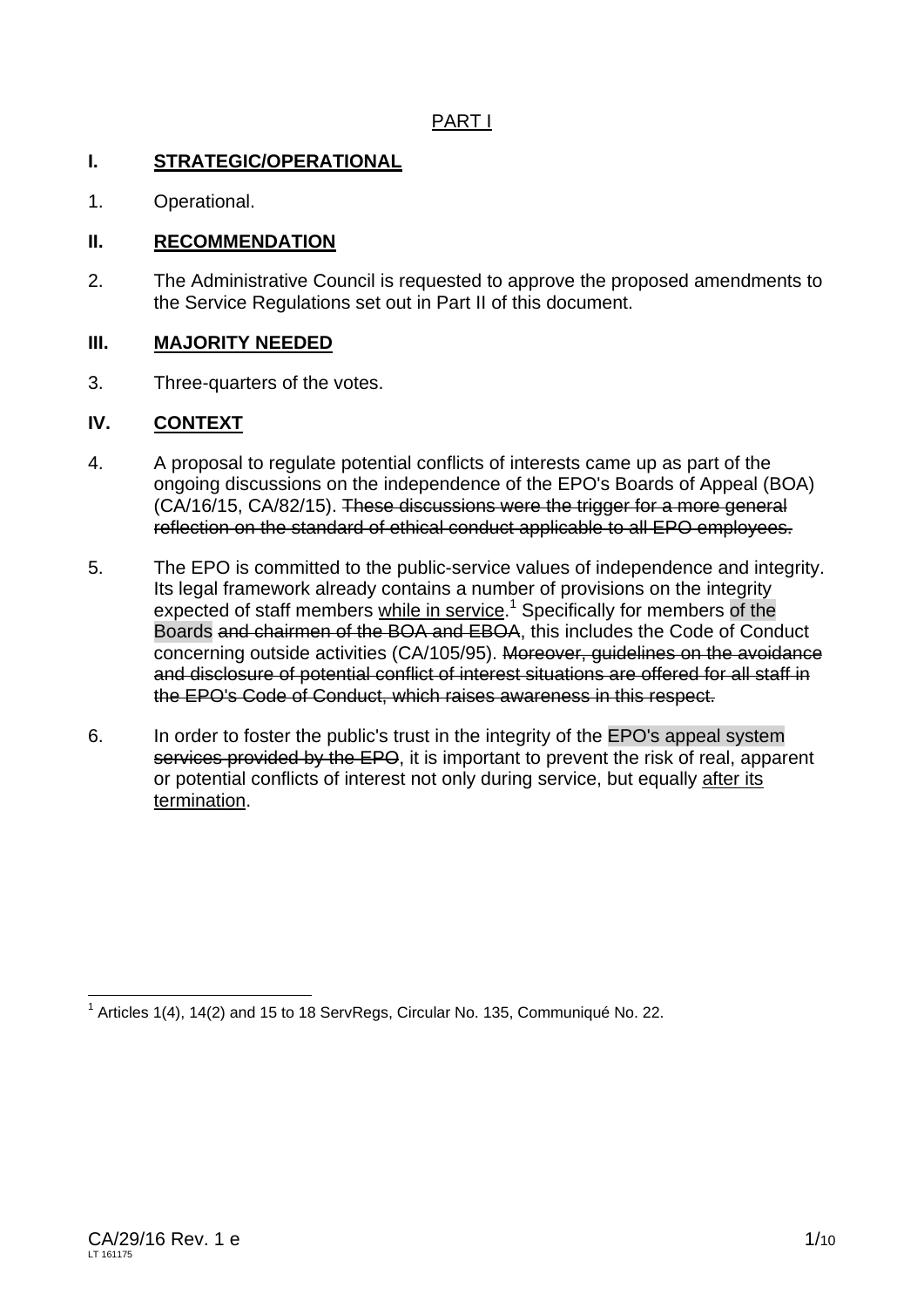PART I

## I. STRATEGIC/OPERATIONAL

1. Operational.

## II. RECOMMENDATION

2. The Administrative Council is requested to approve the proposed amendments to the Service Regulations set out in Part II of this document.

## III. MAJORITY NEEDED

3. Three-quarters of the votes.

## IV. CONTEXT

4. A proposal to regulate potential conflicts of interests came up as part of the ongoing discussions on the independence of the EPO's Boards of Appeal (BOA) (CA/16/15, CA/82/15). ~~These discussions were the trigger for a more general reflection on the standard of ethical conduct applicable to all EPO employees.~~

5. The EPO is committed to the public-service values of independence and integrity. Its legal framework already contains a number of provisions on the integrity expected of staff members <u>while in service</u>.[1] Specifically for members of the Boards ~~and chairmen of the BOA and EBOA~~, this includes the Code of Conduct concerning outside activities (CA/105/95). ~~Moreover, guidelines on the avoidance and disclosure of potential conflict of interest situations are offered for all staff in the EPO's Code of Conduct, which raises awareness in this respect.~~

6. In order to foster the public's trust in the integrity of the EPO's appeal system ~~services provided by the EPO~~, it is important to prevent the risk of real, apparent or potential conflicts of interest not only during service, but equally <u>after its termination</u>.

---

[1] Articles 1(4), 14(2) and 15 to 18 ServRegs, Circular No. 135, Communiqué No. 22.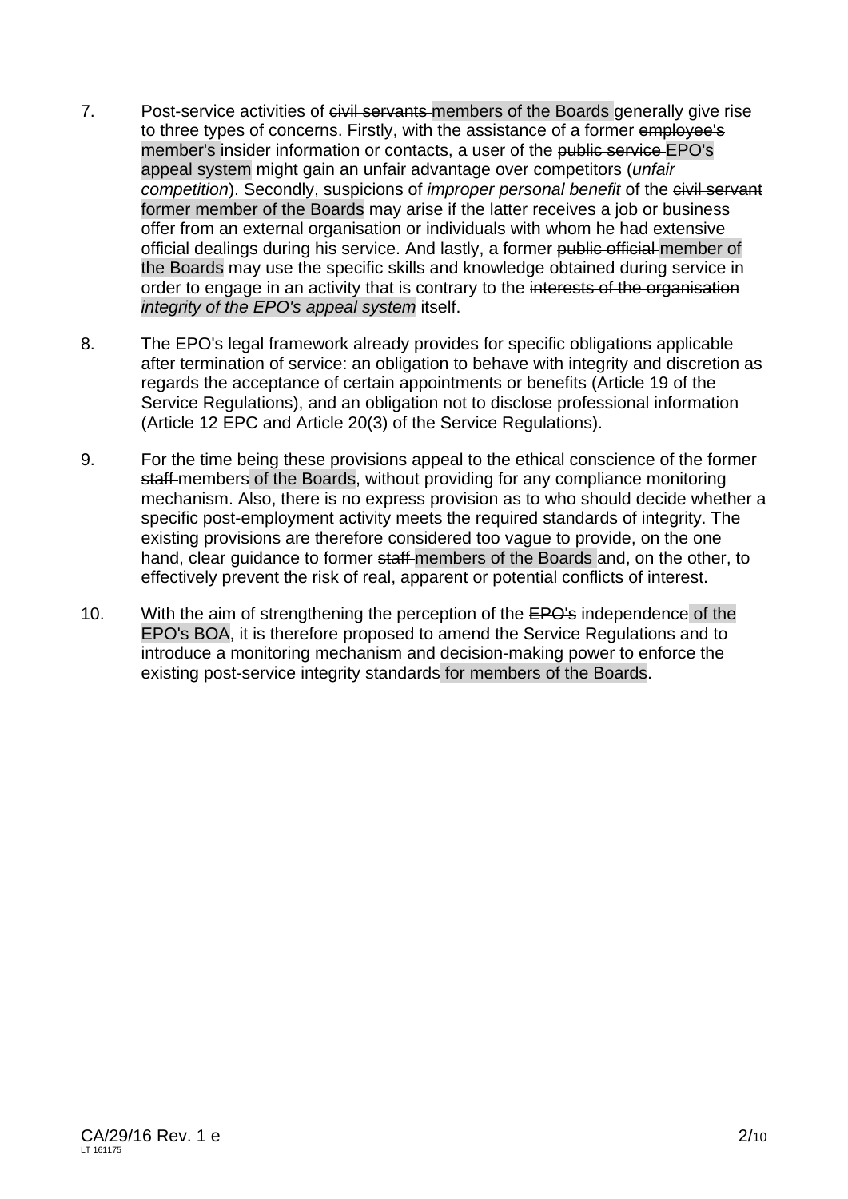7. Post-service activities of ~~civil servants~~ members of the Boards generally give rise to three types of concerns. Firstly, with the assistance of a former ~~employee's~~ member's insider information or contacts, a user of the ~~public service~~ EPO's appeal system might gain an unfair advantage over competitors (*unfair competition*). Secondly, suspicions of *improper personal benefit* of the ~~civil servant~~ former member of the Boards may arise if the latter receives a job or business offer from an external organisation or individuals with whom he had extensive official dealings during his service. And lastly, a former ~~public official~~ member of the Boards may use the specific skills and knowledge obtained during service in order to engage in an activity that is contrary to the ~~interests of the organisation~~ *integrity of the EPO's appeal system* itself.

8. The EPO's legal framework already provides for specific obligations applicable after termination of service: an obligation to behave with integrity and discretion as regards the acceptance of certain appointments or benefits (Article 19 of the Service Regulations), and an obligation not to disclose professional information (Article 12 EPC and Article 20(3) of the Service Regulations).

9. For the time being these provisions appeal to the ethical conscience of the former ~~staff~~ members of the Boards, without providing for any compliance monitoring mechanism. Also, there is no express provision as to who should decide whether a specific post-employment activity meets the required standards of integrity. The existing provisions are therefore considered too vague to provide, on the one hand, clear guidance to former ~~staff~~ members of the Boards and, on the other, to effectively prevent the risk of real, apparent or potential conflicts of interest.

10. With the aim of strengthening the perception of the ~~EPO's~~ independence of the EPO's BOA, it is therefore proposed to amend the Service Regulations and to introduce a monitoring mechanism and decision-making power to enforce the existing post-service integrity standards for members of the Boards.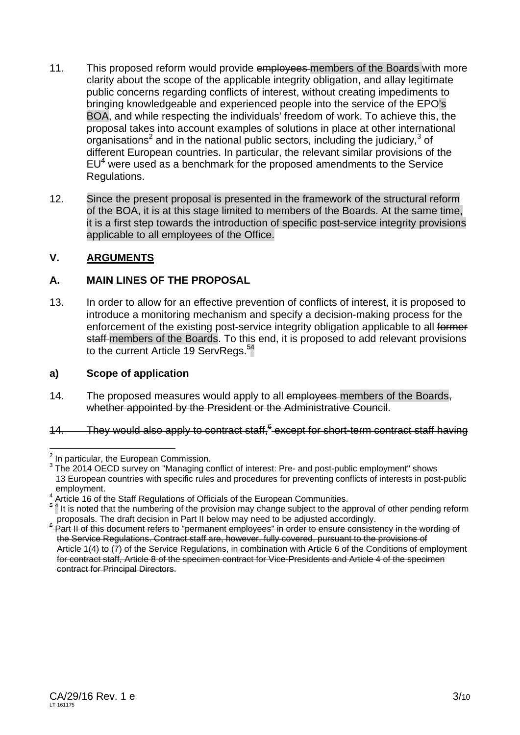11. This proposed reform would provide ~~employees~~ members of the Boards with more clarity about the scope of the applicable integrity obligation, and allay legitimate public concerns regarding conflicts of interest, without creating impediments to bringing knowledgeable and experienced people into the service of the EPO's BOA, and while respecting the individuals' freedom of work. To achieve this, the proposal takes into account examples of solutions in place at other international organisations[2] and in the national public sectors, including the judiciary,[3] of different European countries. In particular, the relevant similar provisions of the EU[4] were used as a benchmark for the proposed amendments to the Service Regulations.

12. Since the present proposal is presented in the framework of the structural reform of the BOA, it is at this stage limited to members of the Boards. At the same time, it is a first step towards the introduction of specific post-service integrity provisions applicable to all employees of the Office.

## V. ARGUMENTS

### A. MAIN LINES OF THE PROPOSAL

13. In order to allow for an effective prevention of conflicts of interest, it is proposed to introduce a monitoring mechanism and specify a decision-making process for the enforcement of the existing post-service integrity obligation applicable to all ~~former staff~~ members of the Boards. To this end, it is proposed to add relevant provisions to the current Article 19 ServRegs.[~~5~~4]

### a) Scope of application

14. The proposed measures would apply to all ~~employees~~ members of the Boards~~, whether appointed by the President or the Administrative Council~~.

~~14. They would also apply to contract staff,[6] except for short-term contract staff having~~

---

[2] In particular, the European Commission.

[3] The 2014 OECD survey on "Managing conflict of interest: Pre- and post-public employment" shows 13 European countries with specific rules and procedures for preventing conflicts of interests in post-public employment.

~~[4] Article 16 of the Staff Regulations of Officials of the European Communities.~~

[~~5~~ 4] It is noted that the numbering of the provision may change subject to the approval of other pending reform proposals. The draft decision in Part II below may need to be adjusted accordingly.

~~[6] Part II of this document refers to "permanent employees" in order to ensure consistency in the wording of the Service Regulations. Contract staff are, however, fully covered, pursuant to the provisions of Article 1(4) to (7) of the Service Regulations, in combination with Article 6 of the Conditions of employment for contract staff, Article 8 of the specimen contract for Vice-Presidents and Article 4 of the specimen contract for Principal Directors.~~

CA/29/16 Rev. 1 e
LT 161175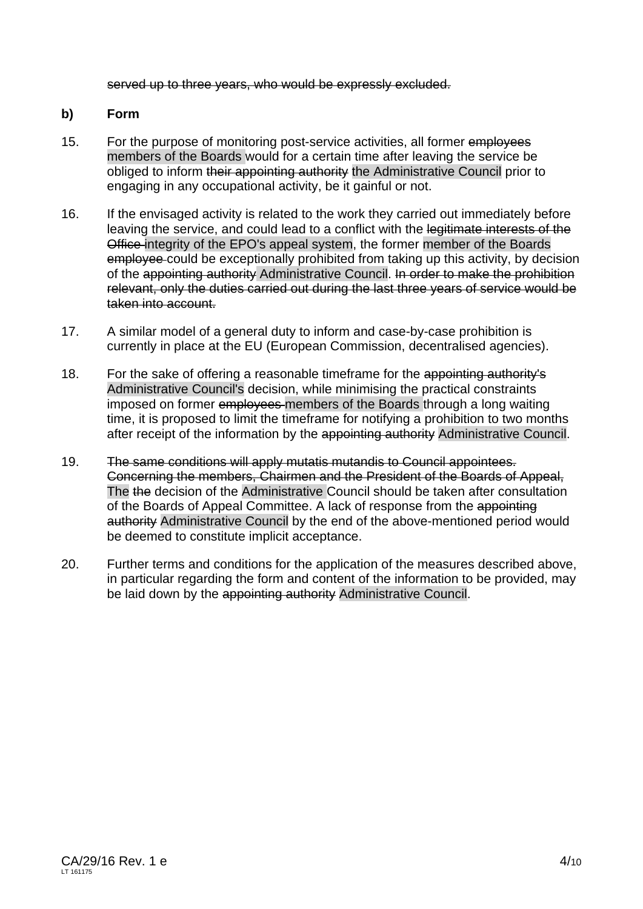~~served up to three years, who would be expressly excluded.~~

**b) Form**

15. For the purpose of monitoring post-service activities, all former ~~employees~~ members of the Boards would for a certain time after leaving the service be obliged to inform ~~their appointing authority~~ the Administrative Council prior to engaging in any occupational activity, be it gainful or not.

16. If the envisaged activity is related to the work they carried out immediately before leaving the service, and could lead to a conflict with the ~~legitimate interests of the Office~~ integrity of the EPO's appeal system, the former member of the Boards ~~employee~~ could be exceptionally prohibited from taking up this activity, by decision of the ~~appointing authority~~ Administrative Council. ~~In order to make the prohibition relevant, only the duties carried out during the last three years of service would be taken into account.~~

17. A similar model of a general duty to inform and case-by-case prohibition is currently in place at the EU (European Commission, decentralised agencies).

18. For the sake of offering a reasonable timeframe for the ~~appointing authority's~~ Administrative Council's decision, while minimising the practical constraints imposed on former ~~employees~~ members of the Boards through a long waiting time, it is proposed to limit the timeframe for notifying a prohibition to two months after receipt of the information by the ~~appointing authority~~ Administrative Council.

19. ~~The same conditions will apply mutatis mutandis to Council appointees. Concerning the members, Chairmen and the President of the Boards of Appeal,~~ The ~~the~~ decision of the Administrative Council should be taken after consultation of the Boards of Appeal Committee. A lack of response from the ~~appointing authority~~ Administrative Council by the end of the above-mentioned period would be deemed to constitute implicit acceptance.

20. Further terms and conditions for the application of the measures described above, in particular regarding the form and content of the information to be provided, may be laid down by the ~~appointing authority~~ Administrative Council.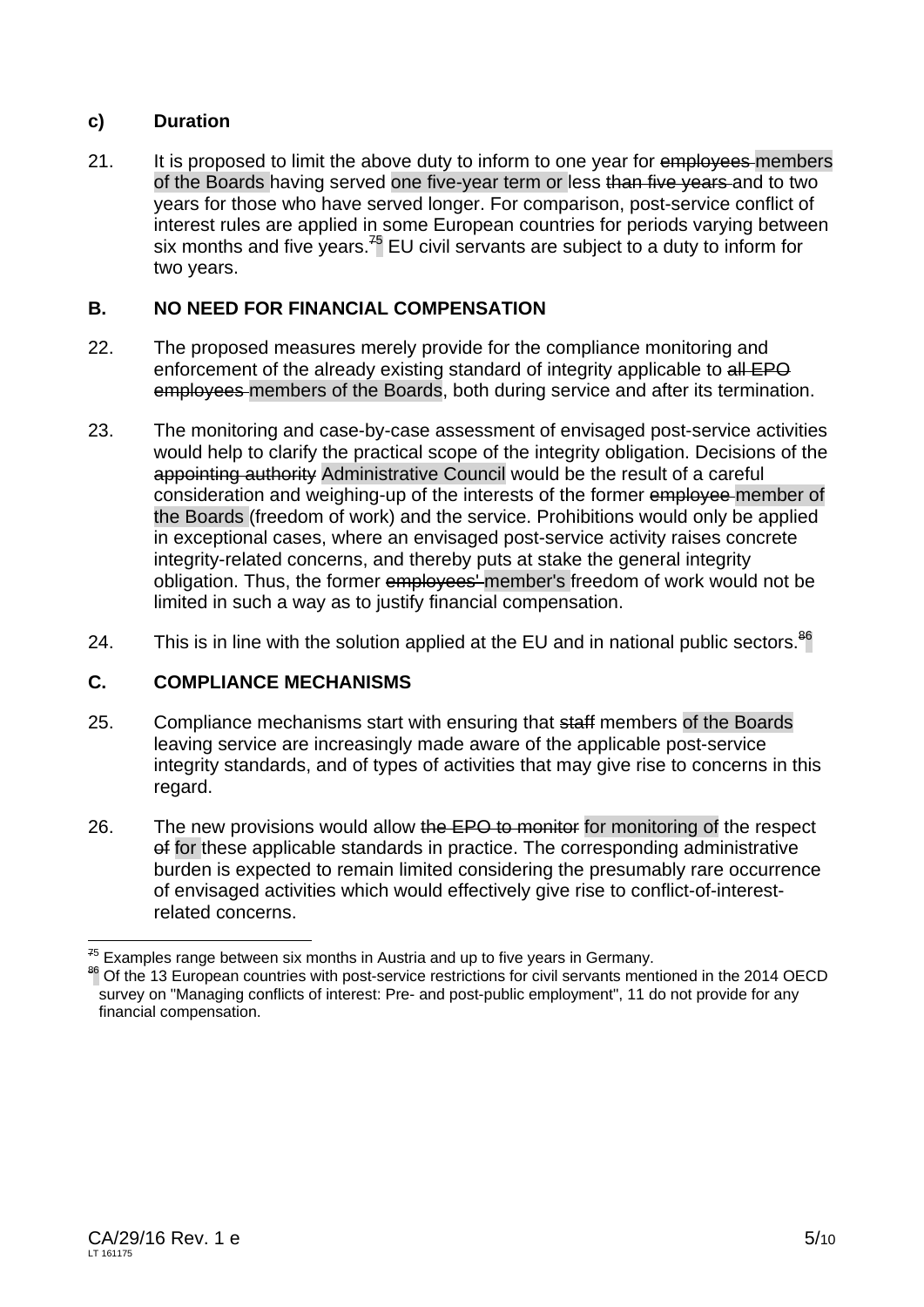### c) Duration

21. It is proposed to limit the above duty to inform to one year for ~~employees~~ members of the Boards having served one five-year term or less ~~than five years~~ and to two years for those who have served longer. For comparison, post-service conflict of interest rules are applied in some European countries for periods varying between six months and five years.[~~7~~5] EU civil servants are subject to a duty to inform for two years.

## B. NO NEED FOR FINANCIAL COMPENSATION

22. The proposed measures merely provide for the compliance monitoring and enforcement of the already existing standard of integrity applicable to ~~all EPO employees~~ members of the Boards, both during service and after its termination.

23. The monitoring and case-by-case assessment of envisaged post-service activities would help to clarify the practical scope of the integrity obligation. Decisions of the ~~appointing authority~~ Administrative Council would be the result of a careful consideration and weighing-up of the interests of the former ~~employee~~ member of the Boards (freedom of work) and the service. Prohibitions would only be applied in exceptional cases, where an envisaged post-service activity raises concrete integrity-related concerns, and thereby puts at stake the general integrity obligation. Thus, the former ~~employees'~~ member's freedom of work would not be limited in such a way as to justify financial compensation.

24. This is in line with the solution applied at the EU and in national public sectors.[~~8~~6]

## C. COMPLIANCE MECHANISMS

25. Compliance mechanisms start with ensuring that ~~staff~~ members of the Boards leaving service are increasingly made aware of the applicable post-service integrity standards, and of types of activities that may give rise to concerns in this regard.

26. The new provisions would allow ~~the EPO to monitor~~ for monitoring of the respect ~~of~~ for these applicable standards in practice. The corresponding administrative burden is expected to remain limited considering the presumably rare occurrence of envisaged activities which would effectively give rise to conflict-of-interest-related concerns.

---

[~~7~~5] Examples range between six months in Austria and up to five years in Germany.

[~~8~~6] Of the 13 European countries with post-service restrictions for civil servants mentioned in the 2014 OECD survey on "Managing conflicts of interest: Pre- and post-public employment", 11 do not provide for any financial compensation.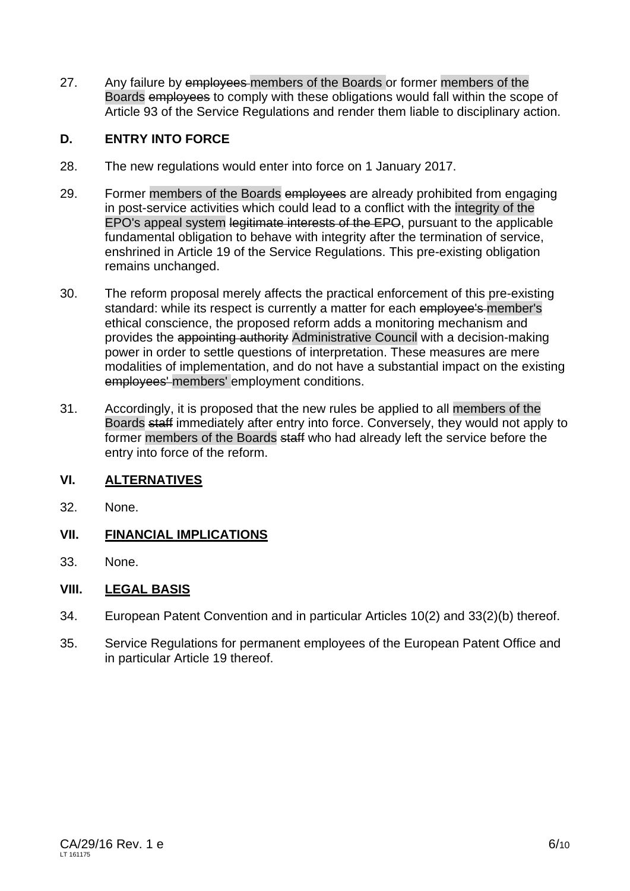27. Any failure by ~~employees~~ members of the Boards or former members of the Boards ~~employees~~ to comply with these obligations would fall within the scope of Article 93 of the Service Regulations and render them liable to disciplinary action.

### D. ENTRY INTO FORCE

28. The new regulations would enter into force on 1 January 2017.

29. Former members of the Boards ~~employees~~ are already prohibited from engaging in post-service activities which could lead to a conflict with the integrity of the EPO's appeal system ~~legitimate interests of the EPO~~, pursuant to the applicable fundamental obligation to behave with integrity after the termination of service, enshrined in Article 19 of the Service Regulations. This pre-existing obligation remains unchanged.

30. The reform proposal merely affects the practical enforcement of this pre-existing standard: while its respect is currently a matter for each ~~employee's~~ member's ethical conscience, the proposed reform adds a monitoring mechanism and provides the ~~appointing authority~~ Administrative Council with a decision-making power in order to settle questions of interpretation. These measures are mere modalities of implementation, and do not have a substantial impact on the existing ~~employees'~~ members' employment conditions.

31. Accordingly, it is proposed that the new rules be applied to all members of the Boards ~~staff~~ immediately after entry into force. Conversely, they would not apply to former members of the Boards ~~staff~~ who had already left the service before the entry into force of the reform.

## VI. ALTERNATIVES

32. None.

## VII. FINANCIAL IMPLICATIONS

33. None.

## VIII. LEGAL BASIS

34. European Patent Convention and in particular Articles 10(2) and 33(2)(b) thereof.

35. Service Regulations for permanent employees of the European Patent Office and in particular Article 19 thereof.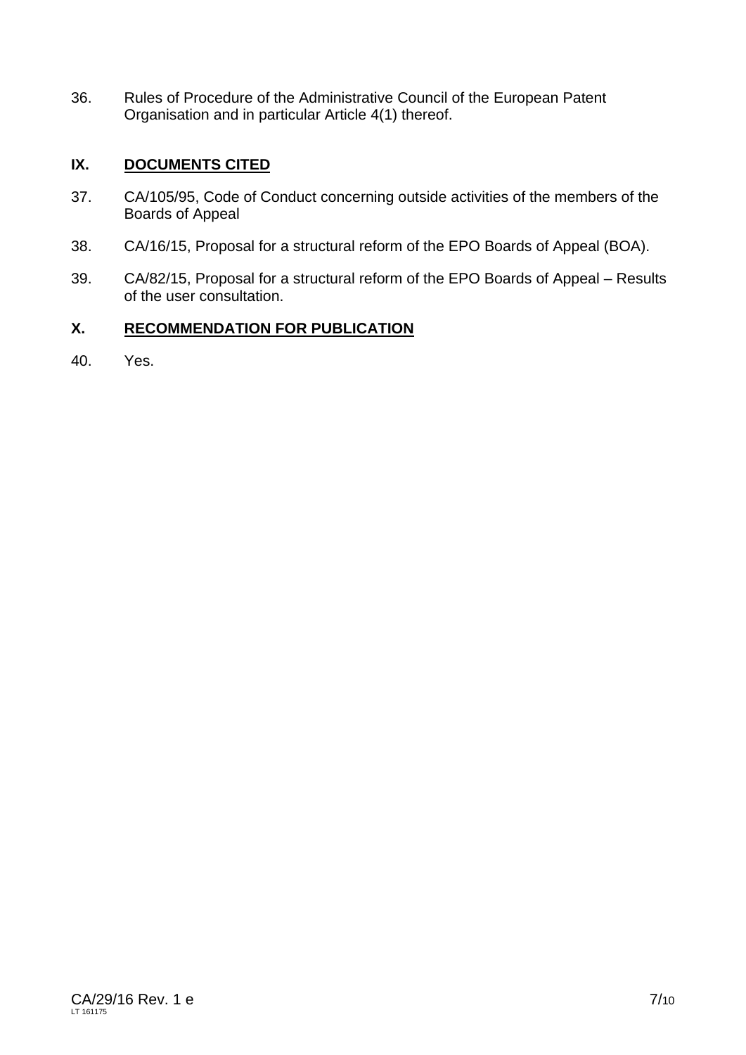36. Rules of Procedure of the Administrative Council of the European Patent Organisation and in particular Article 4(1) thereof.

## IX. DOCUMENTS CITED

37. CA/105/95, Code of Conduct concerning outside activities of the members of the Boards of Appeal

38. CA/16/15, Proposal for a structural reform of the EPO Boards of Appeal (BOA).

39. CA/82/15, Proposal for a structural reform of the EPO Boards of Appeal – Results of the user consultation.

## X. RECOMMENDATION FOR PUBLICATION

40. Yes.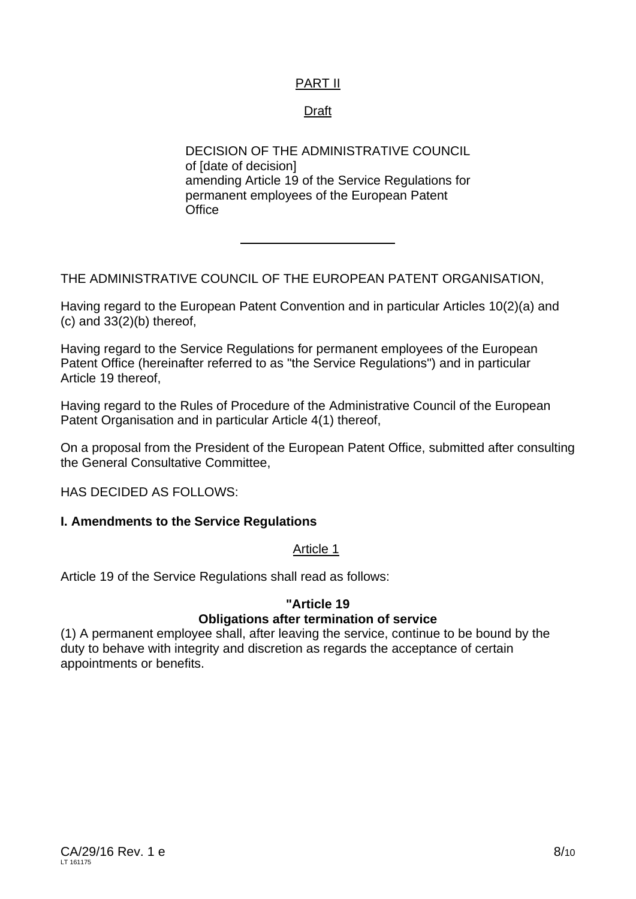PART II

Draft

DECISION OF THE ADMINISTRATIVE COUNCIL
of [date of decision]
amending Article 19 of the Service Regulations for permanent employees of the European Patent Office

---

THE ADMINISTRATIVE COUNCIL OF THE EUROPEAN PATENT ORGANISATION,

Having regard to the European Patent Convention and in particular Articles 10(2)(a) and (c) and 33(2)(b) thereof,

Having regard to the Service Regulations for permanent employees of the European Patent Office (hereinafter referred to as "the Service Regulations") and in particular Article 19 thereof,

Having regard to the Rules of Procedure of the Administrative Council of the European Patent Organisation and in particular Article 4(1) thereof,

On a proposal from the President of the European Patent Office, submitted after consulting the General Consultative Committee,

HAS DECIDED AS FOLLOWS:

**I. Amendments to the Service Regulations**

Article 1

Article 19 of the Service Regulations shall read as follows:

**"Article 19**
**Obligations after termination of service**

(1) A permanent employee shall, after leaving the service, continue to be bound by the duty to behave with integrity and discretion as regards the acceptance of certain appointments or benefits.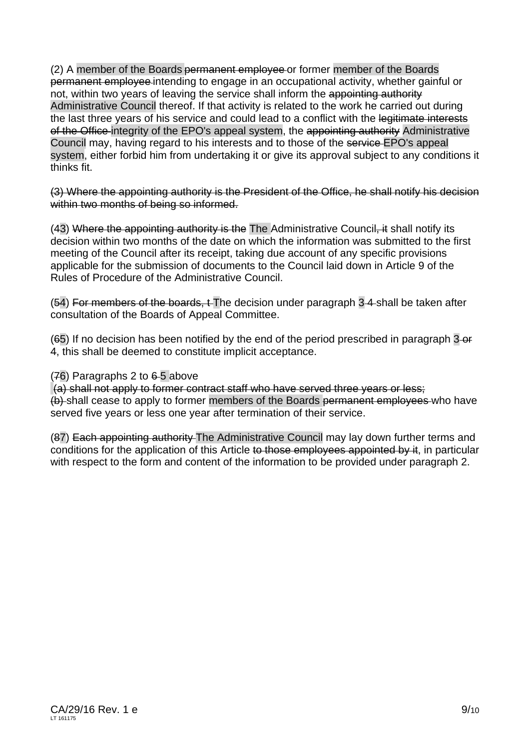(2) A member of the Boards ~~permanent employee~~ or former member of the Boards ~~permanent employee~~ intending to engage in an occupational activity, whether gainful or not, within two years of leaving the service shall inform the ~~appointing authority~~ Administrative Council thereof. If that activity is related to the work he carried out during the last three years of his service and could lead to a conflict with the ~~legitimate interests of the Office~~ integrity of the EPO's appeal system, the ~~appointing authority~~ Administrative Council may, having regard to his interests and to those of the ~~service~~ EPO's appeal system, either forbid him from undertaking it or give its approval subject to any conditions it thinks fit.

~~(3) Where the appointing authority is the President of the Office, he shall notify his decision within two months of being so informed.~~

(~~4~~3) ~~Where the appointing authority is the~~ The Administrative Council~~, it~~ shall notify its decision within two months of the date on which the information was submitted to the first meeting of the Council after its receipt, taking due account of any specific provisions applicable for the submission of documents to the Council laid down in Article 9 of the Rules of Procedure of the Administrative Council.

(~~5~~4) ~~For members of the boards, t~~ The decision under paragraph 3 ~~4~~ shall be taken after consultation of the Boards of Appeal Committee.

(~~6~~5) If no decision has been notified by the end of the period prescribed in paragraph 3 ~~or 4~~, this shall be deemed to constitute implicit acceptance.

(~~7~~6) Paragraphs 2 to ~~6~~ 5 above

~~(a) shall not apply to former contract staff who have served three years or less;~~

~~(b)~~ shall cease to apply to former members of the Boards ~~permanent employees~~ who have served five years or less one year after termination of their service.

(~~8~~7) ~~Each appointing authority~~ The Administrative Council may lay down further terms and conditions for the application of this Article ~~to those employees appointed by it~~, in particular with respect to the form and content of the information to be provided under paragraph 2.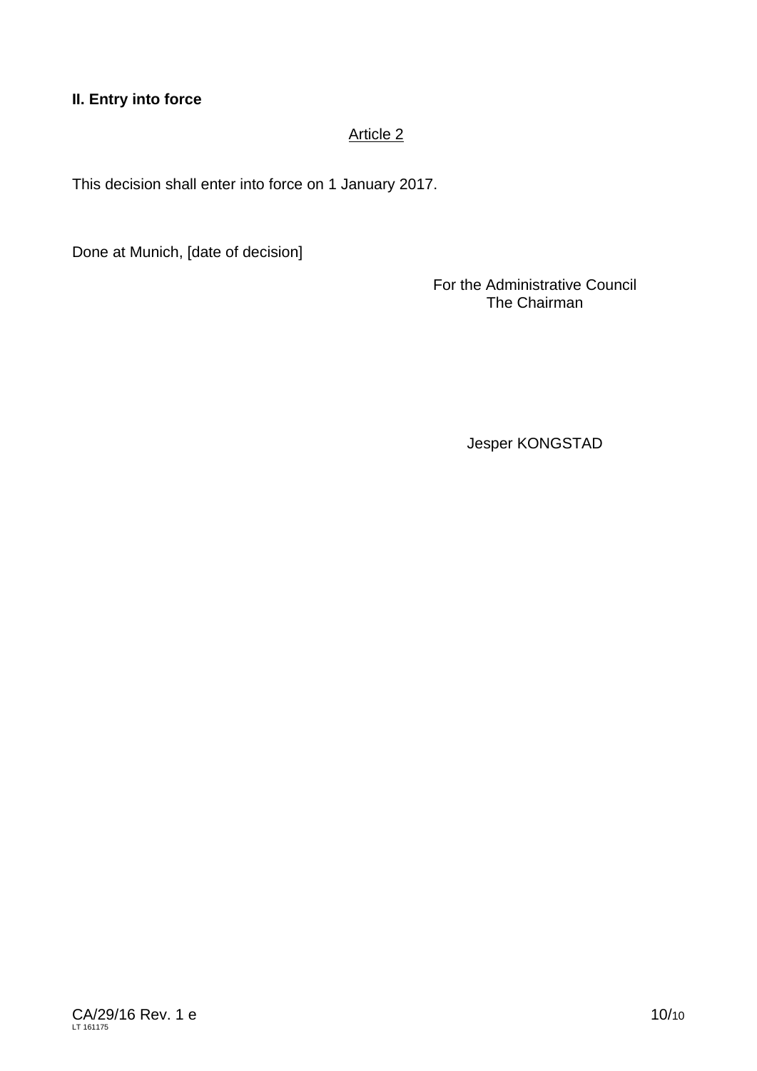**II. Entry into force**

Article 2

This decision shall enter into force on 1 January 2017.

Done at Munich, [date of decision]

For the Administrative Council
The Chairman

Jesper KONGSTAD